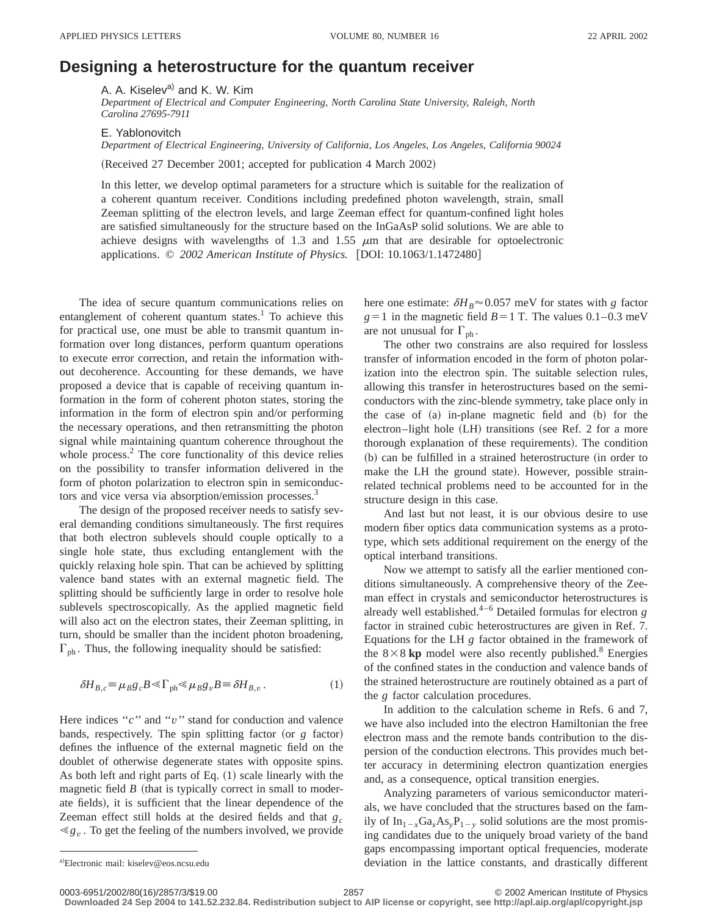# Designing a heterostructure for the quantum receiver

A. A. Kiselev[a] and K. W. Kim

*Department of Electrical and Computer Engineering, North Carolina State University, Raleigh, North Carolina 27695-7911*

E. Yablonovitch

*Department of Electrical Engineering, University of California, Los Angeles, Los Angeles, California 90024*

(Received 27 December 2001; accepted for publication 4 March 2002)

In this letter, we develop optimal parameters for a structure which is suitable for the realization of a coherent quantum receiver. Conditions including predefined photon wavelength, strain, small Zeeman splitting of the electron levels, and large Zeeman effect for quantum-confined light holes are satisfied simultaneously for the structure based on the InGaAsP solid solutions. We are able to achieve designs with wavelengths of 1.3 and 1.55 $\mu$m that are desirable for optoelectronic applications. © *2002 American Institute of Physics.* [DOI: 10.1063/1.1472480]

The idea of secure quantum communications relies on entanglement of coherent quantum states.[1] To achieve this for practical use, one must be able to transmit quantum information over long distances, perform quantum operations to execute error correction, and retain the information without decoherence. Accounting for these demands, we have proposed a device that is capable of receiving quantum information in the form of coherent photon states, storing the information in the form of electron spin and/or performing the necessary operations, and then retransmitting the photon signal while maintaining quantum coherence throughout the whole process.[2] The core functionality of this device relies on the possibility to transfer information delivered in the form of photon polarization to electron spin in semiconductors and vice versa via absorption/emission processes.[3]

The design of the proposed receiver needs to satisfy several demanding conditions simultaneously. The first requires that both electron sublevels should couple optically to a single hole state, thus excluding entanglement with the quickly relaxing hole spin. That can be achieved by splitting valence band states with an external magnetic field. The splitting should be sufficiently large in order to resolve hole sublevels spectroscopically. As the applied magnetic field will also act on the electron states, their Zeeman splitting, in turn, should be smaller than the incident photon broadening, $\Gamma_{\mathrm{ph}}$. Thus, the following inequality should be satisfied:

$$\delta H_{B,c} \equiv \mu_B g_c B \ll \Gamma_{\mathrm{ph}} \ll \mu_B g_v B \equiv \delta H_{B,v}\,. \tag{1}$$

Here indices "$c$" and "$v$" stand for conduction and valence bands, respectively. The spin splitting factor (or $g$ factor) defines the influence of the external magnetic field on the doublet of otherwise degenerate states with opposite spins. As both left and right parts of Eq. (1) scale linearly with the magnetic field $B$ (that is typically correct in small to moderate fields), it is sufficient that the linear dependence of the Zeeman effect still holds at the desired fields and that $g_c \ll g_v$. To get the feeling of the numbers involved, we provide here one estimate: $\delta H_B \approx 0.057$ meV for states with $g$ factor $g=1$ in the magnetic field $B=1$ T. The values 0.1–0.3 meV are not unusual for $\Gamma_{\mathrm{ph}}$.

The other two constrains are also required for lossless transfer of information encoded in the form of photon polarization into the electron spin. The suitable selection rules, allowing this transfer in heterostructures based on the semiconductors with the zinc-blende symmetry, take place only in the case of (a) in-plane magnetic field and (b) for the electron–light hole (LH) transitions (see Ref. 2 for a more thorough explanation of these requirements). The condition (b) can be fulfilled in a strained heterostructure (in order to make the LH the ground state). However, possible strain-related technical problems need to be accounted for in the structure design in this case.

And last but not least, it is our obvious desire to use modern fiber optics data communication systems as a prototype, which sets additional requirement on the energy of the optical interband transitions.

Now we attempt to satisfy all the earlier mentioned conditions simultaneously. A comprehensive theory of the Zeeman effect in crystals and semiconductor heterostructures is already well established.[4–6] Detailed formulas for electron $g$ factor in strained cubic heterostructures are given in Ref. 7. Equations for the LH $g$ factor obtained in the framework of the $8\times 8$ **kp** model were also recently published.[8] Energies of the confined states in the conduction and valence bands of the strained heterostructure are routinely obtained as a part of the $g$ factor calculation procedures.

In addition to the calculation scheme in Refs. 6 and 7, we have also included into the electron Hamiltonian the free electron mass and the remote bands contribution to the dispersion of the conduction electrons. This provides much better accuracy in determining electron quantization energies and, as a consequence, optical transition energies.

Analyzing parameters of various semiconductor materials, we have concluded that the structures based on the family of $\mathrm{In}_{1-x}\mathrm{Ga}_x\mathrm{As}_y\mathrm{P}_{1-y}$ solid solutions are the most promising candidates due to the uniquely broad variety of the band gaps encompassing important optical frequencies, moderate deviation in the lattice constants, and drastically different

[a]Electronic mail: kiselev@eos.ncsu.edu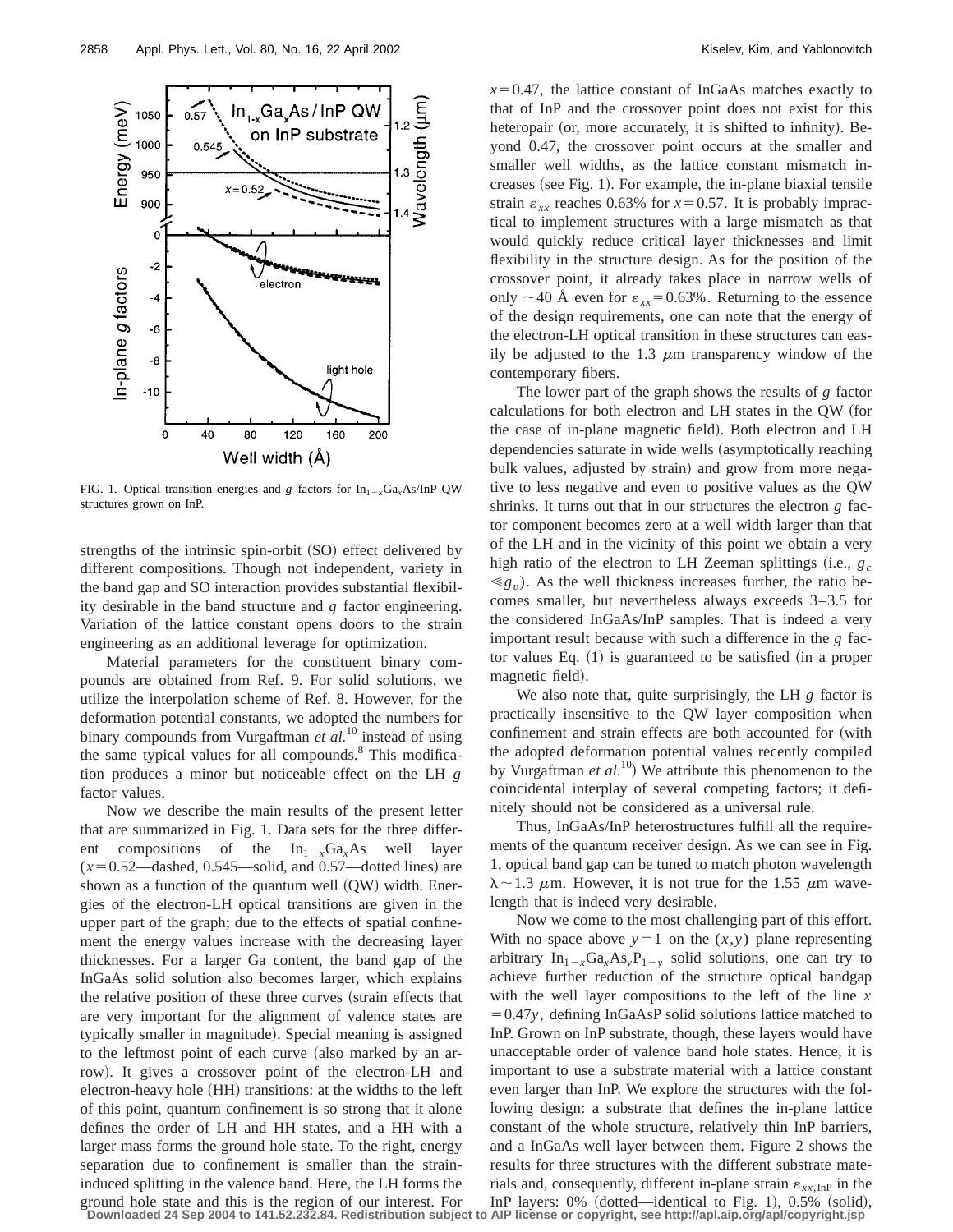FIG. 1. Optical transition energies and $g$ factors for $In_{1-x}Ga_xAs$/InP QW structures grown on InP.

strengths of the intrinsic spin-orbit (SO) effect delivered by different compositions. Though not independent, variety in the band gap and SO interaction provides substantial flexibility desirable in the band structure and $g$ factor engineering. Variation of the lattice constant opens doors to the strain engineering as an additional leverage for optimization.

Material parameters for the constituent binary compounds are obtained from Ref. 9. For solid solutions, we utilize the interpolation scheme of Ref. 8. However, for the deformation potential constants, we adopted the numbers for binary compounds from Vurgaftman *et al.*[10] instead of using the same typical values for all compounds.[8] This modification produces a minor but noticeable effect on the LH $g$ factor values.

Now we describe the main results of the present letter that are summarized in Fig. 1. Data sets for the three different compositions of the $In_{1-x}Ga_xAs$ well layer ($x=0.52$—dashed, 0.545—solid, and 0.57—dotted lines) are shown as a function of the quantum well (QW) width. Energies of the electron-LH optical transitions are given in the upper part of the graph; due to the effects of spatial confinement the energy values increase with the decreasing layer thicknesses. For a larger Ga content, the band gap of the InGaAs solid solution also becomes larger, which explains the relative position of these three curves (strain effects that are very important for the alignment of valence states are typically smaller in magnitude). Special meaning is assigned to the leftmost point of each curve (also marked by an arrow). It gives a crossover point of the electron-LH and electron-heavy hole (HH) transitions: at the widths to the left of this point, quantum confinement is so strong that it alone defines the order of LH and HH states, and a HH with a larger mass forms the ground hole state. To the right, energy separation due to confinement is smaller than the strain-induced splitting in the valence band. Here, the LH forms the ground hole state and this is the region of our interest. For $x=0.47$, the lattice constant of InGaAs matches exactly to that of InP and the crossover point does not exist for this heteropair (or, more accurately, it is shifted to infinity). Beyond 0.47, the crossover point occurs at the smaller and smaller well widths, as the lattice constant mismatch increases (see Fig. 1). For example, the in-plane biaxial tensile strain $\varepsilon_{xx}$ reaches 0.63% for $x=0.57$. It is probably impractical to implement structures with a large mismatch as that would quickly reduce critical layer thicknesses and limit flexibility in the structure design. As for the position of the crossover point, it already takes place in narrow wells of only $\sim$40 Å even for $\varepsilon_{xx}=0.63\%$. Returning to the essence of the design requirements, one can note that the energy of the electron-LH optical transition in these structures can easily be adjusted to the 1.3 $\mu$m transparency window of the contemporary fibers.

The lower part of the graph shows the results of $g$ factor calculations for both electron and LH states in the QW (for the case of in-plane magnetic field). Both electron and LH dependencies saturate in wide wells (asymptotically reaching bulk values, adjusted by strain) and grow from more negative to less negative and even to positive values as the QW shrinks. It turns out that in our structures the electron $g$ factor component becomes zero at a well width larger than that of the LH and in the vicinity of this point we obtain a very high ratio of the electron to LH Zeeman splittings (i.e., $g_c \ll g_v$). As the well thickness increases further, the ratio becomes smaller, but nevertheless always exceeds 3–3.5 for the considered InGaAs/InP samples. That is indeed a very important result because with such a difference in the $g$ factor values Eq. (1) is guaranteed to be satisfied (in a proper magnetic field).

We also note that, quite surprisingly, the LH $g$ factor is practically insensitive to the QW layer composition when confinement and strain effects are both accounted for (with the adopted deformation potential values recently compiled by Vurgaftman *et al.*[10]) We attribute this phenomenon to the coincidental interplay of several competing factors; it definitely should not be considered as a universal rule.

Thus, InGaAs/InP heterostructures fulfill all the requirements of the quantum receiver design. As we can see in Fig. 1, optical band gap can be tuned to match photon wavelength $\lambda\sim1.3$ $\mu$m. However, it is not true for the 1.55 $\mu$m wavelength that is indeed very desirable.

Now we come to the most challenging part of this effort. With no space above $y=1$ on the $(x,y)$ plane representing arbitrary $In_{1-x}Ga_xAs_yP_{1-y}$ solid solutions, one can try to achieve further reduction of the structure optical bandgap with the well layer compositions to the left of the line $x=0.47y$, defining InGaAsP solid solutions lattice matched to InP. Grown on InP substrate, though, these layers would have unacceptable order of valence band hole states. Hence, it is important to use a substrate material with a lattice constant even larger than InP. We explore the structures with the following design: a substrate that defines the in-plane lattice constant of the whole structure, relatively thin InP barriers, and a InGaAs well layer between them. Figure 2 shows the results for three structures with the different substrate materials and, consequently, different in-plane strain $\varepsilon_{xx,\mathrm{InP}}$ in the InP layers: 0% (dotted—identical to Fig. 1), 0.5% (solid),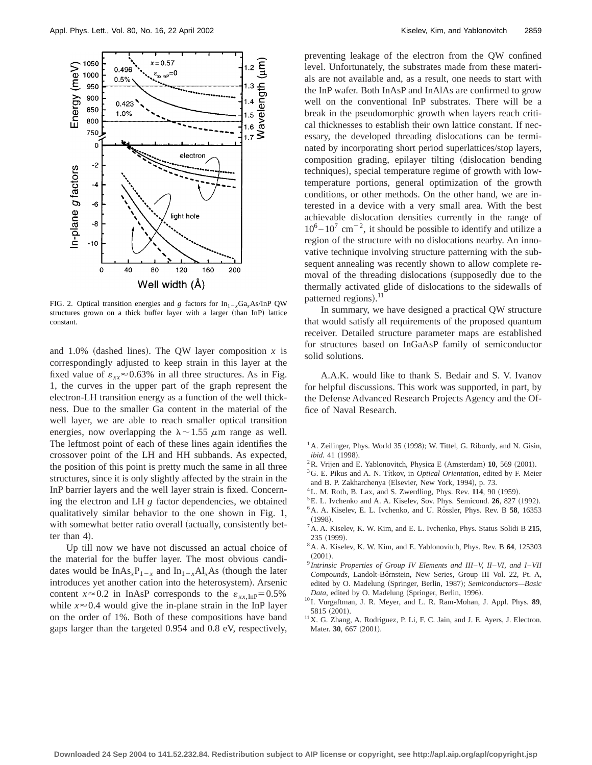x = 0.57
0.496
0.5%
$\varepsilon_{xx,\mathrm{InP}}=0$
0.423
1.0%
Energy (meV)
1050
1000
950
900
850
800
750
0
Wavelength (μm)
1.2
1.3
1.4
1.5
1.6
1.7
electron
light hole
In-plane g factors
-2
-4
-6
-8
-10
0
40
80
120
160
200
Well width (Å)

FIG. 2. Optical transition energies and $g$ factors for $\mathrm{In}_{1-x}\mathrm{Ga}_x\mathrm{As/InP}$ QW structures grown on a thick buffer layer with a larger (than InP) lattice constant.

and 1.0% (dashed lines). The QW layer composition $x$ is correspondingly adjusted to keep strain in this layer at the fixed value of $\varepsilon_{xx} \approx 0.63\%$ in all three structures. As in Fig. 1, the curves in the upper part of the graph represent the electron-LH transition energy as a function of the well thickness. Due to the smaller Ga content in the material of the well layer, we are able to reach smaller optical transition energies, now overlapping the $\lambda \sim 1.55\ \mu$m range as well. The leftmost point of each of these lines again identifies the crossover point of the LH and HH subbands. As expected, the position of this point is pretty much the same in all three structures, since it is only slightly affected by the strain in the InP barrier layers and the well layer strain is fixed. Concerning the electron and LH $g$ factor dependencies, we obtained qualitatively similar behavior to the one shown in Fig. 1, with somewhat better ratio overall (actually, consistently better than 4).

Up till now we have not discussed an actual choice of the material for the buffer layer. The most obvious candidates would be $\mathrm{InAs}_x\mathrm{P}_{1-x}$ and $\mathrm{In}_{1-x}\mathrm{Al}_x\mathrm{As}$ (though the later introduces yet another cation into the heterosystem). Arsenic content $x \approx 0.2$ in InAsP corresponds to the $\varepsilon_{xx,\mathrm{InP}} = 0.5\%$ while $x \approx 0.4$ would give the in-plane strain in the InP layer on the order of 1%. Both of these compositions have band gaps larger than the targeted 0.954 and 0.8 eV, respectively, preventing leakage of the electron from the QW confined level. Unfortunately, the substrates made from these materials are not available and, as a result, one needs to start with the InP wafer. Both InAsP and InAlAs are confirmed to grow well on the conventional InP substrates. There will be a break in the pseudomorphic growth when layers reach critical thicknesses to establish their own lattice constant. If necessary, the developed threading dislocations can be terminated by incorporating short period superlattices/stop layers, composition grading, epilayer tilting (dislocation bending techniques), special temperature regime of growth with low-temperature portions, general optimization of the growth conditions, or other methods. On the other hand, we are interested in a device with a very small area. With the best achievable dislocation densities currently in the range of $10^6$–$10^7\ \mathrm{cm}^{-2}$, it should be possible to identify and utilize a region of the structure with no dislocations nearby. An innovative technique involving structure patterning with the subsequent annealing was recently shown to allow complete removal of the threading dislocations (supposedly due to the thermally activated glide of dislocations to the sidewalls of patterned regions).[11]

In summary, we have designed a practical QW structure that would satisfy all requirements of the proposed quantum receiver. Detailed structure parameter maps are established for structures based on InGaAsP family of semiconductor solid solutions.

A.A.K. would like to thank S. Bedair and S. V. Ivanov for helpful discussions. This work was supported, in part, by the Defense Advanced Research Projects Agency and the Office of Naval Research.

[1] A. Zeilinger, Phys. World 35 (1998); W. Tittel, G. Ribordy, and N. Gisin, *ibid.* 41 (1998).
[2] R. Vrijen and E. Yablonovitch, Physica E (Amsterdam) **10**, 569 (2001).
[3] G. E. Pikus and A. N. Títkov, in *Optical Orientation*, edited by F. Meier and B. P. Zakharchenya (Elsevier, New York, 1994), p. 73.
[4] L. M. Roth, B. Lax, and S. Zwerdling, Phys. Rev. **114**, 90 (1959).
[5] E. L. Ivchenko and A. A. Kiselev, Sov. Phys. Semicond. **26**, 827 (1992).
[6] A. A. Kiselev, E. L. Ivchenko, and U. Rössler, Phys. Rev. B **58**, 16353 (1998).
[7] A. A. Kiselev, K. W. Kim, and E. L. Ivchenko, Phys. Status Solidi B **215**, 235 (1999).
[8] A. A. Kiselev, K. W. Kim, and E. Yablonovitch, Phys. Rev. B **64**, 125303 (2001).
[9] *Intrinsic Properties of Group IV Elements and III–V, II–VI, and I–VII Compounds*, Landolt-Börnstein, New Series, Group III Vol. 22, Pt. A, edited by O. Madelung (Springer, Berlin, 1987); *Semiconductors—Basic Data*, edited by O. Madelung (Springer, Berlin, 1996).
[10] I. Vurgaftman, J. R. Meyer, and L. R. Ram-Mohan, J. Appl. Phys. **89**, 5815 (2001).
[11] X. G. Zhang, A. Rodriguez, P. Li, F. C. Jain, and J. E. Ayers, J. Electron. Mater. **30**, 667 (2001).